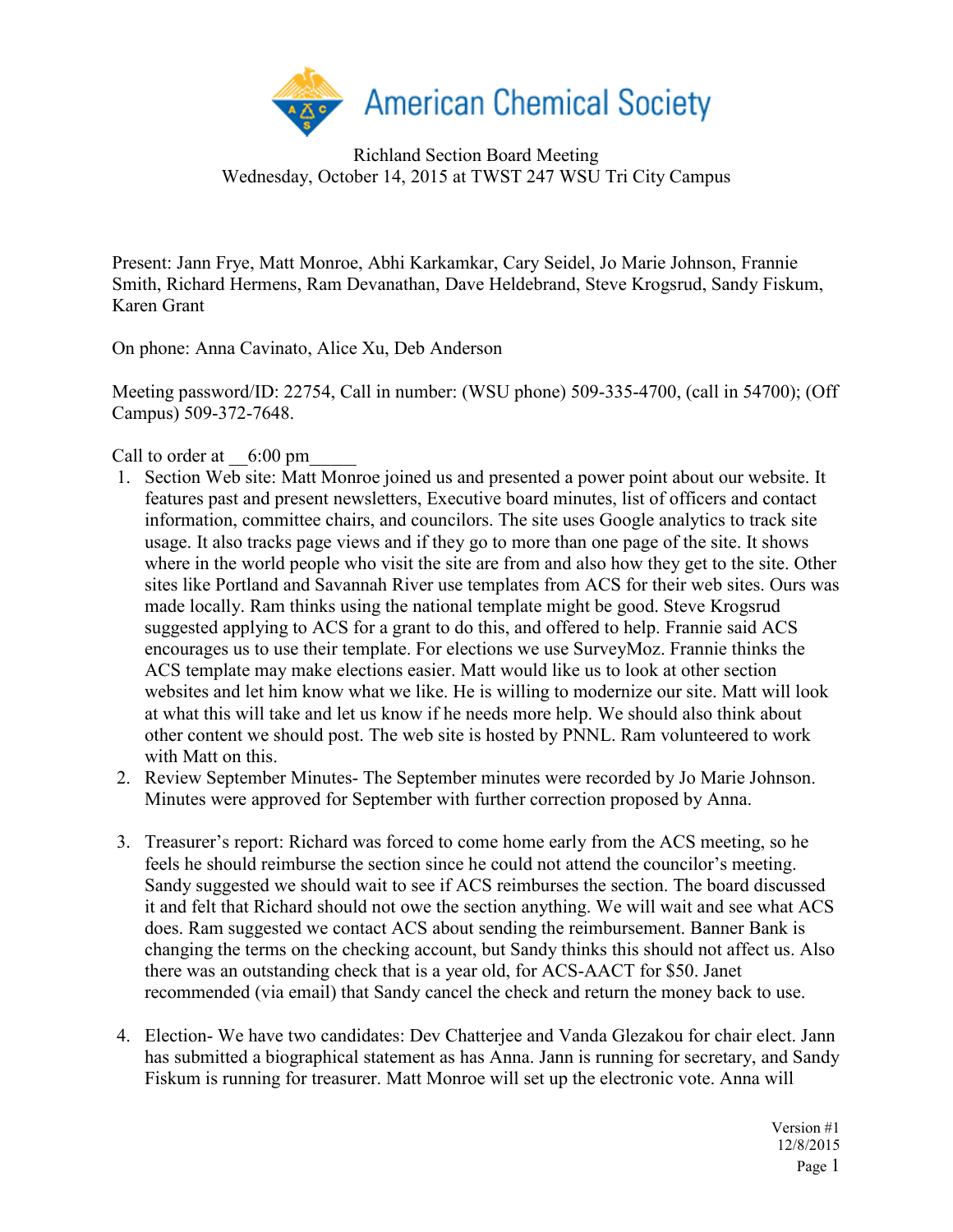American Chemical Society

Richland Section Board Meeting
Wednesday, October 14, 2015 at TWST 247 WSU Tri City Campus

Present: Jann Frye, Matt Monroe, Abhi Karkamkar, Cary Seidel, Jo Marie Johnson, Frannie Smith, Richard Hermens, Ram Devanathan, Dave Heldebrand, Steve Krogsrud, Sandy Fiskum, Karen Grant

On phone: Anna Cavinato, Alice Xu, Deb Anderson

Meeting password/ID: 22754, Call in number: (WSU phone) 509-335-4700, (call in 54700); (Off Campus) 509-372-7648.

Call to order at __6:00 pm_____

1. Section Web site: Matt Monroe joined us and presented a power point about our website. It features past and present newsletters, Executive board minutes, list of officers and contact information, committee chairs, and councilors. The site uses Google analytics to track site usage. It also tracks page views and if they go to more than one page of the site. It shows where in the world people who visit the site are from and also how they get to the site. Other sites like Portland and Savannah River use templates from ACS for their web sites. Ours was made locally. Ram thinks using the national template might be good. Steve Krogsrud suggested applying to ACS for a grant to do this, and offered to help. Frannie said ACS encourages us to use their template. For elections we use SurveyMoz. Frannie thinks the ACS template may make elections easier. Matt would like us to look at other section websites and let him know what we like. He is willing to modernize our site. Matt will look at what this will take and let us know if he needs more help. We should also think about other content we should post. The web site is hosted by PNNL. Ram volunteered to work with Matt on this.
2. Review September Minutes- The September minutes were recorded by Jo Marie Johnson. Minutes were approved for September with further correction proposed by Anna.
3. Treasurer's report: Richard was forced to come home early from the ACS meeting, so he feels he should reimburse the section since he could not attend the councilor's meeting. Sandy suggested we should wait to see if ACS reimburses the section. The board discussed it and felt that Richard should not owe the section anything. We will wait and see what ACS does. Ram suggested we contact ACS about sending the reimbursement. Banner Bank is changing the terms on the checking account, but Sandy thinks this should not affect us. Also there was an outstanding check that is a year old, for ACS-AACT for $50. Janet recommended (via email) that Sandy cancel the check and return the money back to use.
4. Election- We have two candidates: Dev Chatterjee and Vanda Glezakou for chair elect. Jann has submitted a biographical statement as has Anna. Jann is running for secretary, and Sandy Fiskum is running for treasurer. Matt Monroe will set up the electronic vote. Anna will

Version #1
12/8/2015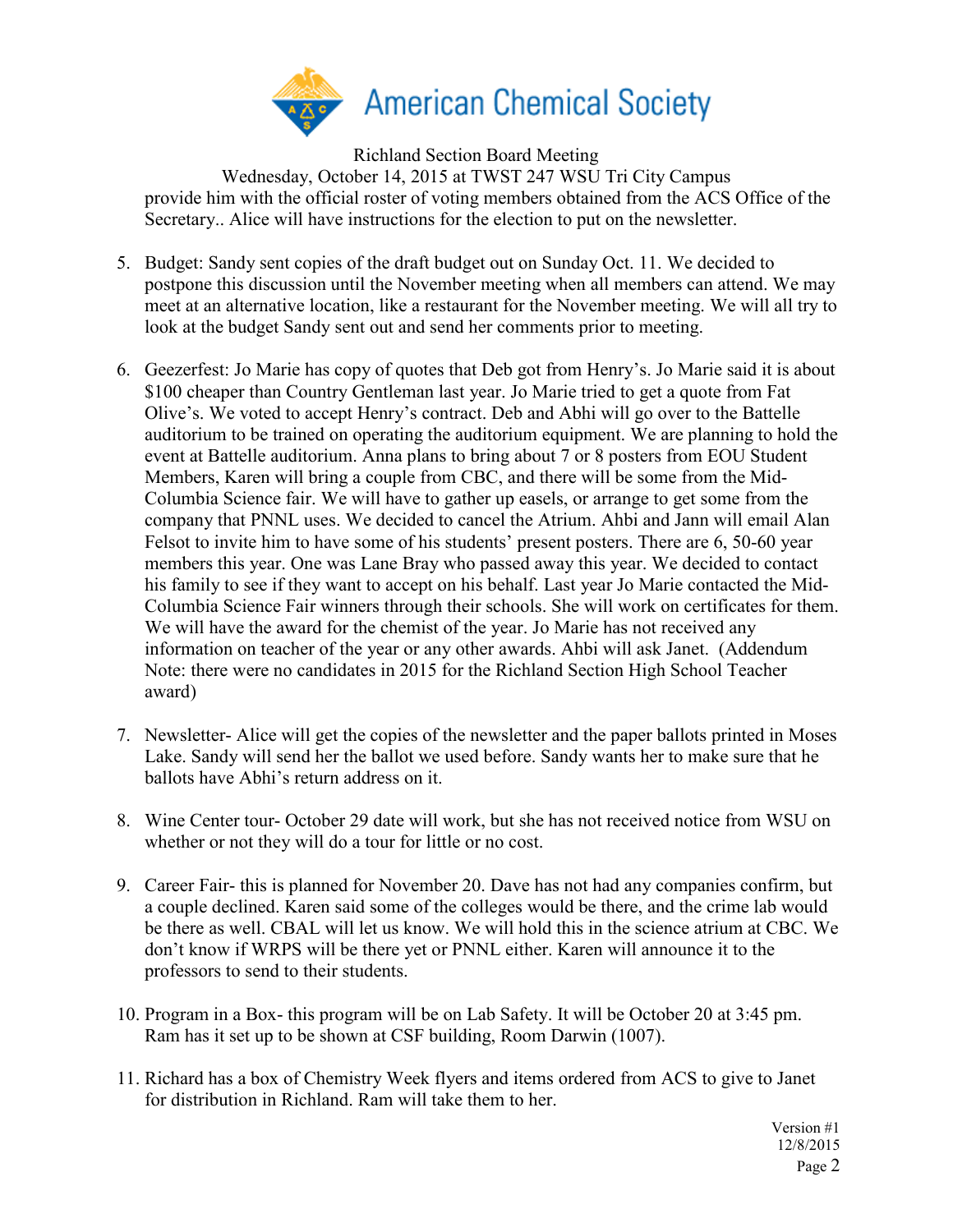provide him with the official roster of voting members obtained from the ACS Office of the Secretary.. Alice will have instructions for the election to put on the newsletter.

5. Budget: Sandy sent copies of the draft budget out on Sunday Oct. 11. We decided to postpone this discussion until the November meeting when all members can attend. We may meet at an alternative location, like a restaurant for the November meeting. We will all try to look at the budget Sandy sent out and send her comments prior to meeting.

6. Geezerfest: Jo Marie has copy of quotes that Deb got from Henry's. Jo Marie said it is about \$100 cheaper than Country Gentleman last year. Jo Marie tried to get a quote from Fat Olive's. We voted to accept Henry's contract. Deb and Abhi will go over to the Battelle auditorium to be trained on operating the auditorium equipment. We are planning to hold the event at Battelle auditorium. Anna plans to bring about 7 or 8 posters from EOU Student Members, Karen will bring a couple from CBC, and there will be some from the Mid-Columbia Science fair. We will have to gather up easels, or arrange to get some from the company that PNNL uses. We decided to cancel the Atrium. Ahbi and Jann will email Alan Felsot to invite him to have some of his students' present posters. There are 6, 50-60 year members this year. One was Lane Bray who passed away this year. We decided to contact his family to see if they want to accept on his behalf. Last year Jo Marie contacted the Mid-Columbia Science Fair winners through their schools. She will work on certificates for them. We will have the award for the chemist of the year. Jo Marie has not received any information on teacher of the year or any other awards. Ahbi will ask Janet. (Addendum Note: there were no candidates in 2015 for the Richland Section High School Teacher award)

7. Newsletter- Alice will get the copies of the newsletter and the paper ballots printed in Moses Lake. Sandy will send her the ballot we used before. Sandy wants her to make sure that he ballots have Abhi's return address on it.

8. Wine Center tour- October 29 date will work, but she has not received notice from WSU on whether or not they will do a tour for little or no cost.

9. Career Fair- this is planned for November 20. Dave has not had any companies confirm, but a couple declined. Karen said some of the colleges would be there, and the crime lab would be there as well. CBAL will let us know. We will hold this in the science atrium at CBC. We don't know if WRPS will be there yet or PNNL either. Karen will announce it to the professors to send to their students.

10. Program in a Box- this program will be on Lab Safety. It will be October 20 at 3:45 pm. Ram has it set up to be shown at CSF building, Room Darwin (1007).

11. Richard has a box of Chemistry Week flyers and items ordered from ACS to give to Janet for distribution in Richland. Ram will take them to her.

Version #1
12/8/2015